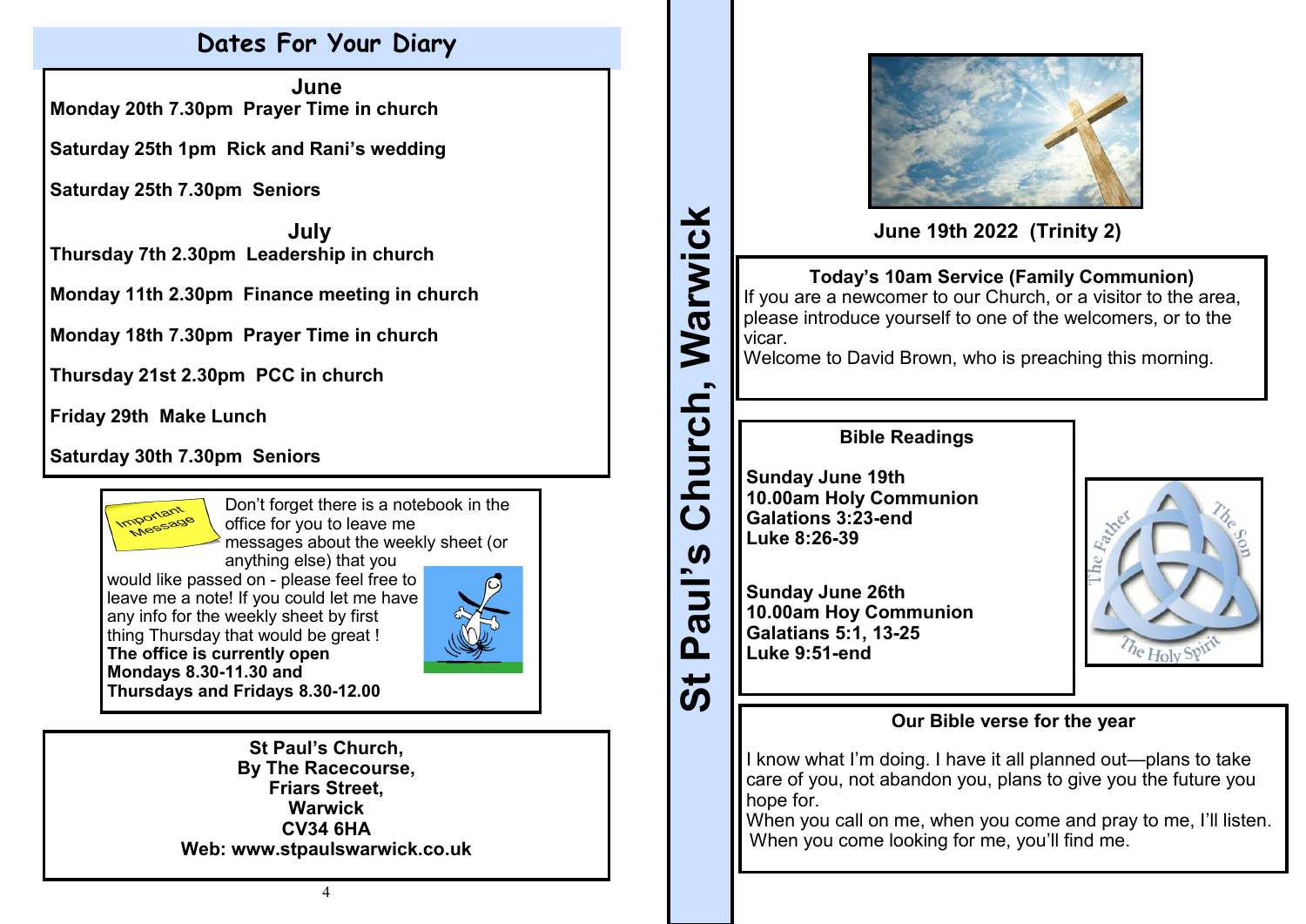## Dates For Your Diary

**June**

**Monday 20th 7.30pm Prayer Time in church**

**Saturday 25th 1pm Rick and Rani's wedding**

**Saturday 25th 7.30pm Seniors**

**July**

**Thursday 7th 2.30pm Leadership in church**

**Monday 11th 2.30pm Finance meeting in church**

**Monday 18th 7.30pm Prayer Time in church**

**Thursday 21st 2.30pm PCC in church**

**Friday 29th Make Lunch**

**Saturday 30th 7.30pm Seniors**

Important Message

Don't forget there is a notebook in the office for you to leave me messages about the weekly sheet (or anything else) that you would like passed on - please feel free to leave me a note! If you could let me have any info for the weekly sheet by first thing Thursday that would be great !
**The office is currently open Mondays 8.30-11.30 and Thursdays and Fridays 8.30-12.00**

**St Paul's Church,**
**By The Racecourse,**
**Friars Street,**
**Warwick**
**CV34 6HA**
**Web: www.stpaulswarwick.co.uk**

# St Paul's Church, Warwick

**June 19th 2022 (Trinity 2)**

**Today's 10am Service (Family Communion)**

If you are a newcomer to our Church, or a visitor to the area, please introduce yourself to one of the welcomers, or to the vicar.

Welcome to David Brown, who is preaching this morning.

**Bible Readings**

**Sunday June 19th**
**10.00am Holy Communion**
**Galations 3:23-end**
**Luke 8:26-39**

**Sunday June 26th**
**10.00am Hoy Communion**
**Galatians 5:1, 13-25**
**Luke 9:51-end**

The Father The Son The Holy Spirit

**Our Bible verse for the year**

I know what I'm doing. I have it all planned out—plans to take care of you, not abandon you, plans to give you the future you hope for.
When you call on me, when you come and pray to me, I'll listen.
When you come looking for me, you'll find me.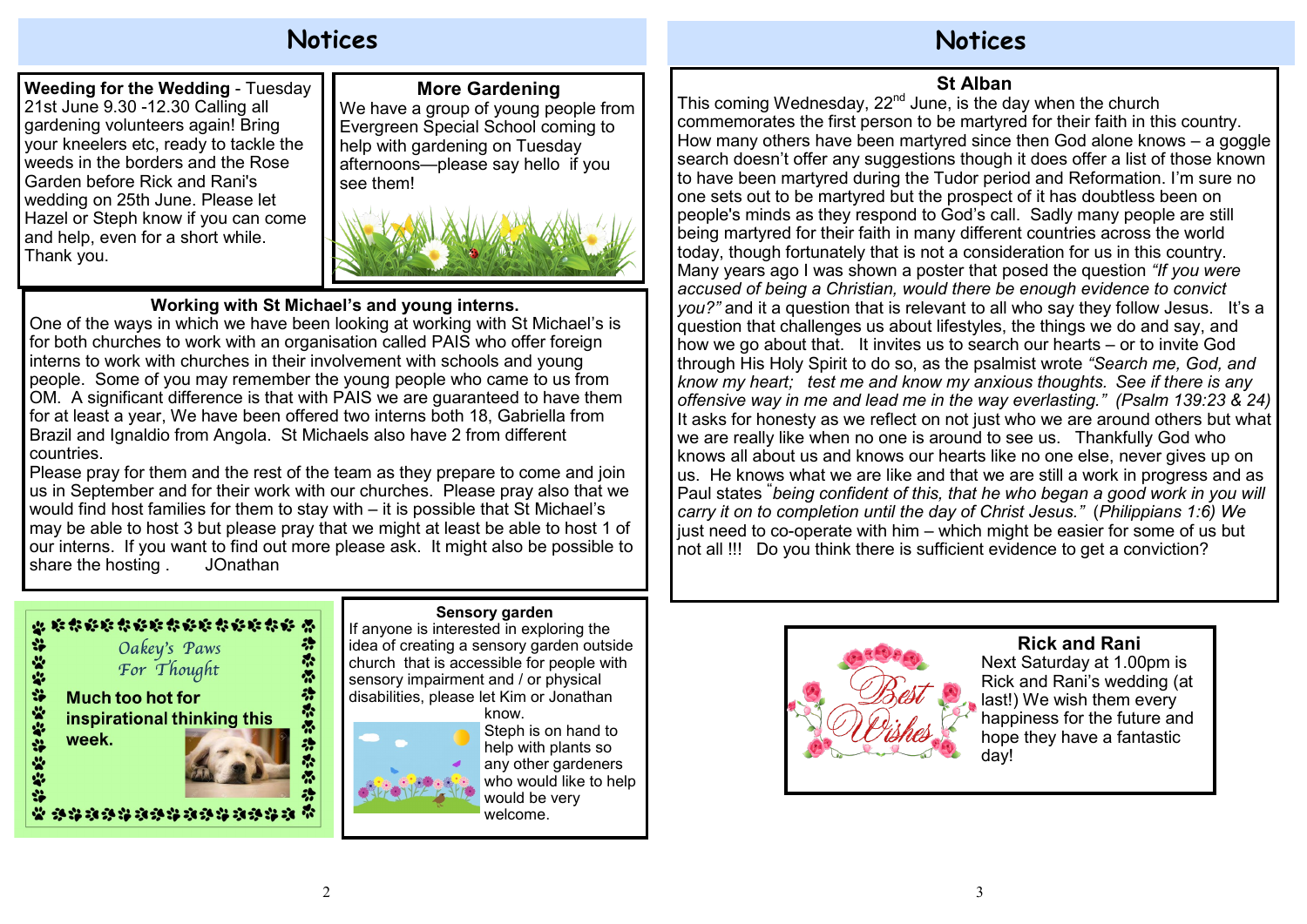# Notices

**Weeding for the Wedding** - Tuesday 21st June 9.30 -12.30 Calling all gardening volunteers again! Bring your kneelers etc, ready to tackle the weeds in the borders and the Rose Garden before Rick and Rani's wedding on 25th June. Please let Hazel or Steph know if you can come and help, even for a short while. Thank you.

### More Gardening

We have a group of young people from Evergreen Special School coming to help with gardening on Tuesday afternoons—please say hello if you see them!

### Working with St Michael's and young interns.

One of the ways in which we have been looking at working with St Michael's is for both churches to work with an organisation called PAIS who offer foreign interns to work with churches in their involvement with schools and young people. Some of you may remember the young people who came to us from OM. A significant difference is that with PAIS we are guaranteed to have them for at least a year, We have been offered two interns both 18, Gabriella from Brazil and Ignaldio from Angola. St Michaels also have 2 from different countries.

Please pray for them and the rest of the team as they prepare to come and join us in September and for their work with our churches. Please pray also that we would find host families for them to stay with – it is possible that St Michael's may be able to host 3 but please pray that we might at least be able to host 1 of our interns. If you want to find out more please ask. It might also be possible to share the hosting . JOnathan

### Oakey's Paws For Thought

**Much too hot for inspirational thinking this week.**

### Sensory garden

If anyone is interested in exploring the idea of creating a sensory garden outside church that is accessible for people with sensory impairment and / or physical disabilities, please let Kim or Jonathan know.

Steph is on hand to help with plants so any other gardeners who would like to help would be very welcome.

# Notices

### St Alban

This coming Wednesday, 22nd June, is the day when the church commemorates the first person to be martyred for their faith in this country. How many others have been martyred since then God alone knows – a goggle search doesn't offer any suggestions though it does offer a list of those known to have been martyred during the Tudor period and Reformation. I'm sure no one sets out to be martyred but the prospect of it has doubtless been on people's minds as they respond to God's call. Sadly many people are still being martyred for their faith in many different countries across the world today, though fortunately that is not a consideration for us in this country. Many years ago I was shown a poster that posed the question *"If you were accused of being a Christian, would there be enough evidence to convict you?"* and it a question that is relevant to all who say they follow Jesus. It's a question that challenges us about lifestyles, the things we do and say, and how we go about that. It invites us to search our hearts – or to invite God through His Holy Spirit to do so, as the psalmist wrote *"Search me, God, and know my heart; test me and know my anxious thoughts. See if there is any offensive way in me and lead me in the way everlasting." (Psalm 139:23 & 24)* It asks for honesty as we reflect on not just who we are around others but what we are really like when no one is around to see us. Thankfully God who knows all about us and knows our hearts like no one else, never gives up on us. He knows what we are like and that we are still a work in progress and as Paul states *"being confident of this, that he who began a good work in you will carry it on to completion until the day of Christ Jesus."* (*Philippians 1:6) We* just need to co-operate with him – which might be easier for some of us but not all !!! Do you think there is sufficient evidence to get a conviction?

### Rick and Rani

Best Wishes

Next Saturday at 1.00pm is Rick and Rani's wedding (at last!) We wish them every happiness for the future and hope they have a fantastic day!